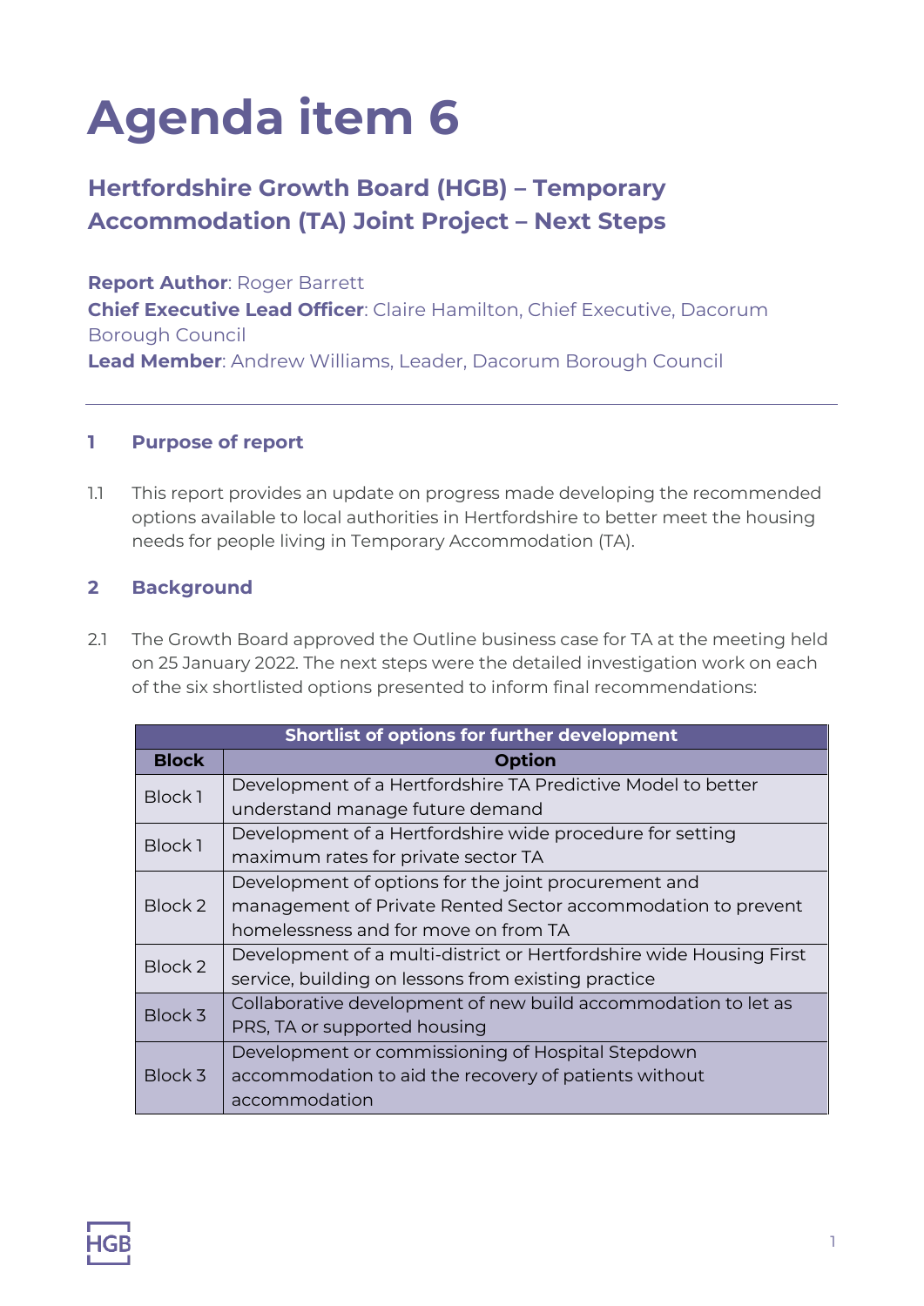# Agenda item 6

## Hertfordshire Growth Board (HGB) – Temporary Accommodation (TA) Joint Project – Next Steps

**Report Author**: Roger Barrett
**Chief Executive Lead Officer**: Claire Hamilton, Chief Executive, Dacorum Borough Council
**Lead Member**: Andrew Williams, Leader, Dacorum Borough Council

---

### 1 Purpose of report

1.1 This report provides an update on progress made developing the recommended options available to local authorities in Hertfordshire to better meet the housing needs for people living in Temporary Accommodation (TA).

### 2 Background

2.1 The Growth Board approved the Outline business case for TA at the meeting held on 25 January 2022. The next steps were the detailed investigation work on each of the six shortlisted options presented to inform final recommendations:

| Shortlist of options for further development | |
|---|---|
| **Block** | **Option** |
| Block 1 | Development of a Hertfordshire TA Predictive Model to better understand manage future demand |
| Block 1 | Development of a Hertfordshire wide procedure for setting maximum rates for private sector TA |
| Block 2 | Development of options for the joint procurement and management of Private Rented Sector accommodation to prevent homelessness and for move on from TA |
| Block 2 | Development of a multi-district or Hertfordshire wide Housing First service, building on lessons from existing practice |
| Block 3 | Collaborative development of new build accommodation to let as PRS, TA or supported housing |
| Block 3 | Development or commissioning of Hospital Stepdown accommodation to aid the recovery of patients without accommodation |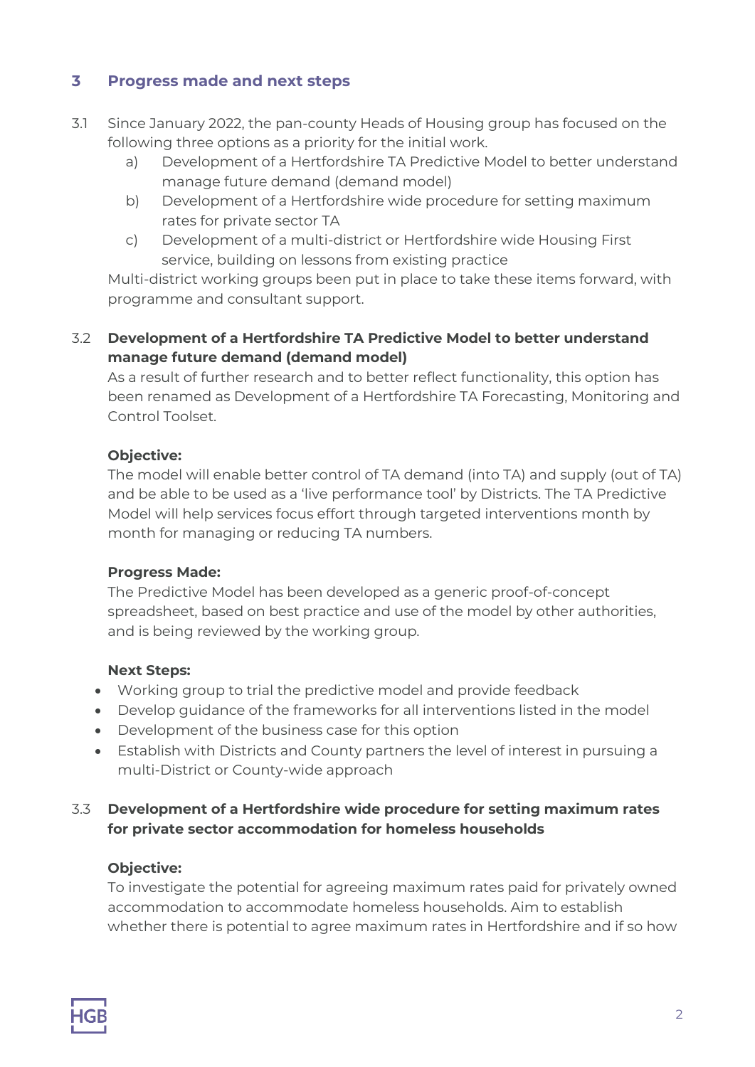## 3 Progress made and next steps

3.1 Since January 2022, the pan-county Heads of Housing group has focused on the following three options as a priority for the initial work.

a) Development of a Hertfordshire TA Predictive Model to better understand manage future demand (demand model)

b) Development of a Hertfordshire wide procedure for setting maximum rates for private sector TA

c) Development of a multi-district or Hertfordshire wide Housing First service, building on lessons from existing practice

Multi-district working groups been put in place to take these items forward, with programme and consultant support.

3.2 **Development of a Hertfordshire TA Predictive Model to better understand manage future demand (demand model)**

As a result of further research and to better reflect functionality, this option has been renamed as Development of a Hertfordshire TA Forecasting, Monitoring and Control Toolset.

**Objective:**

The model will enable better control of TA demand (into TA) and supply (out of TA) and be able to be used as a 'live performance tool' by Districts. The TA Predictive Model will help services focus effort through targeted interventions month by month for managing or reducing TA numbers.

**Progress Made:**

The Predictive Model has been developed as a generic proof-of-concept spreadsheet, based on best practice and use of the model by other authorities, and is being reviewed by the working group.

**Next Steps:**

- Working group to trial the predictive model and provide feedback
- Develop guidance of the frameworks for all interventions listed in the model
- Development of the business case for this option
- Establish with Districts and County partners the level of interest in pursuing a multi-District or County-wide approach

3.3 **Development of a Hertfordshire wide procedure for setting maximum rates for private sector accommodation for homeless households**

**Objective:**

To investigate the potential for agreeing maximum rates paid for privately owned accommodation to accommodate homeless households. Aim to establish whether there is potential to agree maximum rates in Hertfordshire and if so how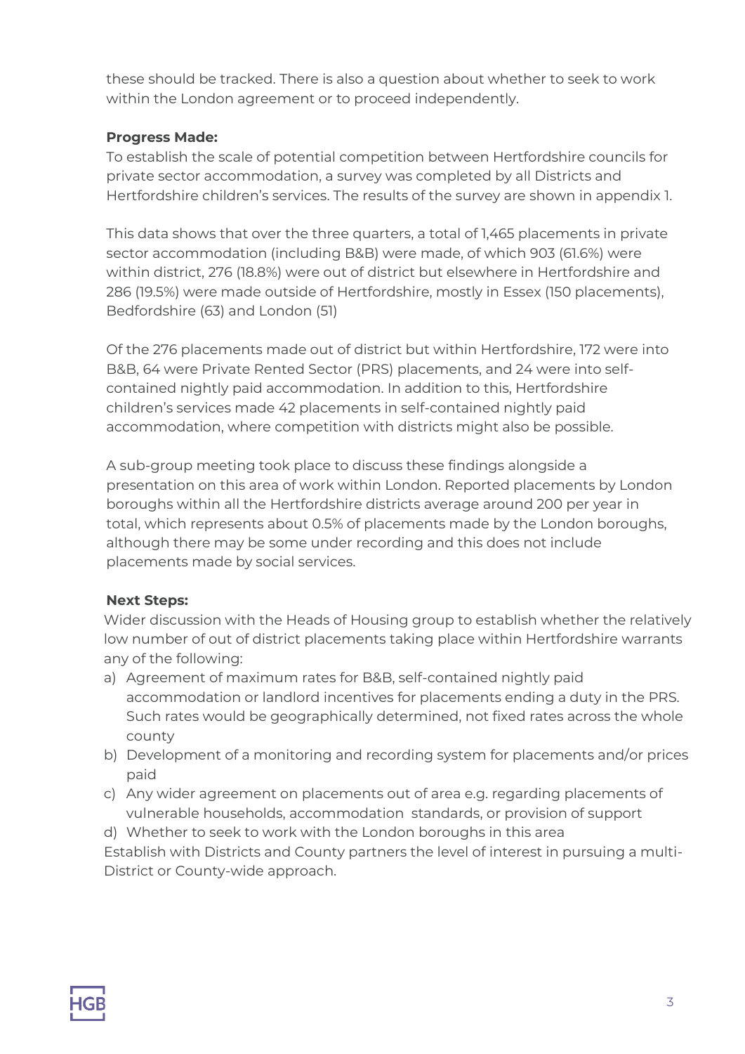these should be tracked. There is also a question about whether to seek to work within the London agreement or to proceed independently.

**Progress Made:**

To establish the scale of potential competition between Hertfordshire councils for private sector accommodation, a survey was completed by all Districts and Hertfordshire children's services. The results of the survey are shown in appendix 1.

This data shows that over the three quarters, a total of 1,465 placements in private sector accommodation (including B&B) were made, of which 903 (61.6%) were within district, 276 (18.8%) were out of district but elsewhere in Hertfordshire and 286 (19.5%) were made outside of Hertfordshire, mostly in Essex (150 placements), Bedfordshire (63) and London (51)

Of the 276 placements made out of district but within Hertfordshire, 172 were into B&B, 64 were Private Rented Sector (PRS) placements, and 24 were into self-contained nightly paid accommodation. In addition to this, Hertfordshire children's services made 42 placements in self-contained nightly paid accommodation, where competition with districts might also be possible.

A sub-group meeting took place to discuss these findings alongside a presentation on this area of work within London. Reported placements by London boroughs within all the Hertfordshire districts average around 200 per year in total, which represents about 0.5% of placements made by the London boroughs, although there may be some under recording and this does not include placements made by social services.

**Next Steps:**

Wider discussion with the Heads of Housing group to establish whether the relatively low number of out of district placements taking place within Hertfordshire warrants any of the following:

a) Agreement of maximum rates for B&B, self-contained nightly paid accommodation or landlord incentives for placements ending a duty in the PRS. Such rates would be geographically determined, not fixed rates across the whole county
b) Development of a monitoring and recording system for placements and/or prices paid
c) Any wider agreement on placements out of area e.g. regarding placements of vulnerable households, accommodation standards, or provision of support
d) Whether to seek to work with the London boroughs in this area

Establish with Districts and County partners the level of interest in pursuing a multi-District or County-wide approach.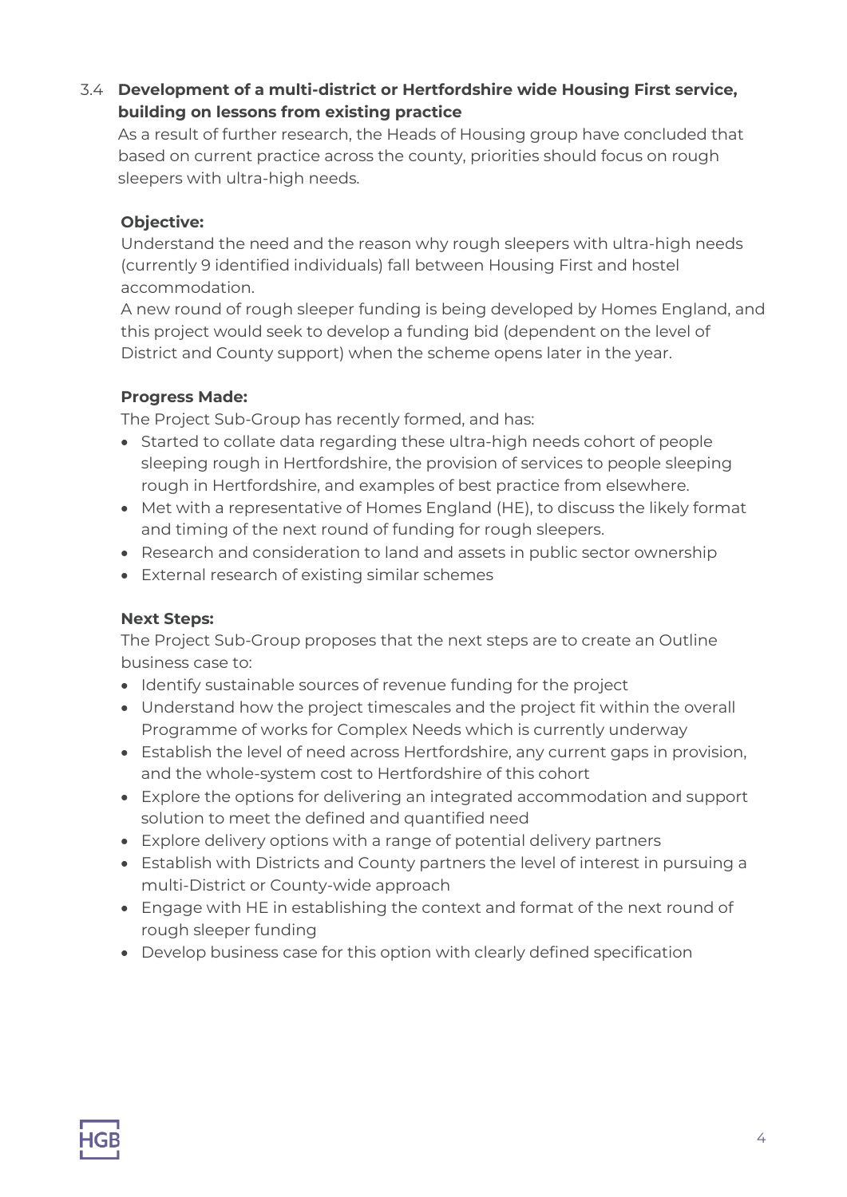### 3.4 Development of a multi-district or Hertfordshire wide Housing First service, building on lessons from existing practice

As a result of further research, the Heads of Housing group have concluded that based on current practice across the county, priorities should focus on rough sleepers with ultra-high needs.

**Objective:**

Understand the need and the reason why rough sleepers with ultra-high needs (currently 9 identified individuals) fall between Housing First and hostel accommodation.

A new round of rough sleeper funding is being developed by Homes England, and this project would seek to develop a funding bid (dependent on the level of District and County support) when the scheme opens later in the year.

**Progress Made:**

The Project Sub-Group has recently formed, and has:

- Started to collate data regarding these ultra-high needs cohort of people sleeping rough in Hertfordshire, the provision of services to people sleeping rough in Hertfordshire, and examples of best practice from elsewhere.
- Met with a representative of Homes England (HE), to discuss the likely format and timing of the next round of funding for rough sleepers.
- Research and consideration to land and assets in public sector ownership
- External research of existing similar schemes

**Next Steps:**

The Project Sub-Group proposes that the next steps are to create an Outline business case to:

- Identify sustainable sources of revenue funding for the project
- Understand how the project timescales and the project fit within the overall Programme of works for Complex Needs which is currently underway
- Establish the level of need across Hertfordshire, any current gaps in provision, and the whole-system cost to Hertfordshire of this cohort
- Explore the options for delivering an integrated accommodation and support solution to meet the defined and quantified need
- Explore delivery options with a range of potential delivery partners
- Establish with Districts and County partners the level of interest in pursuing a multi-District or County-wide approach
- Engage with HE in establishing the context and format of the next round of rough sleeper funding
- Develop business case for this option with clearly defined specification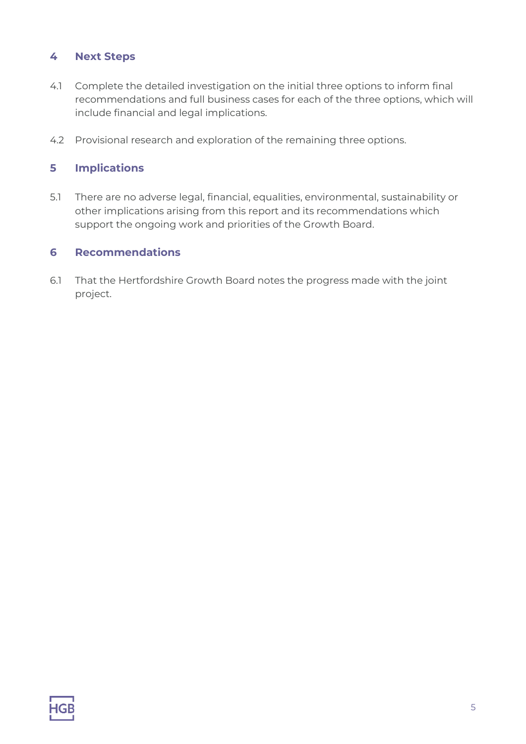## 4 Next Steps

4.1 Complete the detailed investigation on the initial three options to inform final recommendations and full business cases for each of the three options, which will include financial and legal implications.

4.2 Provisional research and exploration of the remaining three options.

## 5 Implications

5.1 There are no adverse legal, financial, equalities, environmental, sustainability or other implications arising from this report and its recommendations which support the ongoing work and priorities of the Growth Board.

## 6 Recommendations

6.1 That the Hertfordshire Growth Board notes the progress made with the joint project.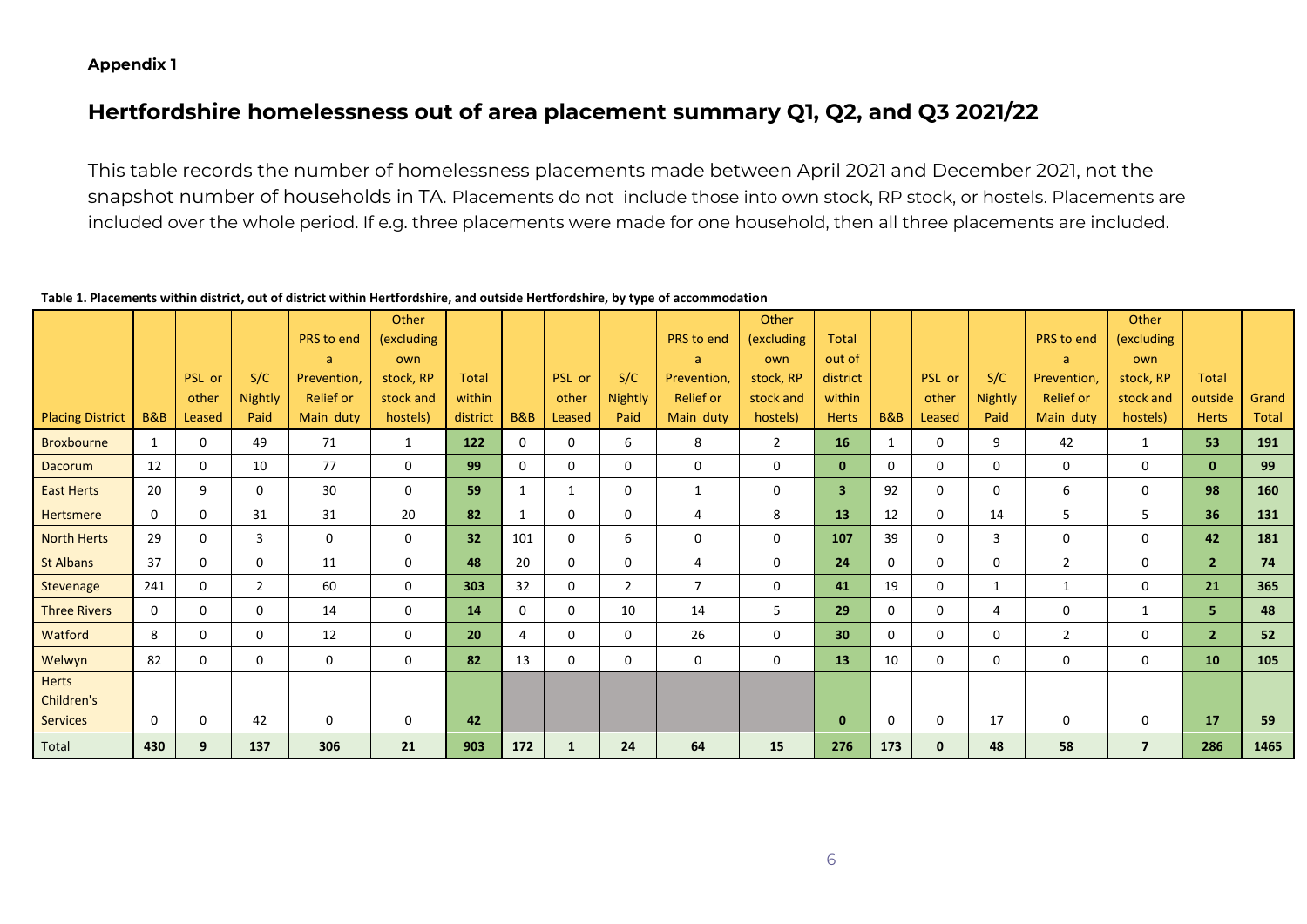**Appendix 1**

# Hertfordshire homelessness out of area placement summary Q1, Q2, and Q3 2021/22

This table records the number of homelessness placements made between April 2021 and December 2021, not the snapshot number of households in TA. Placements do not include those into own stock, RP stock, or hostels. Placements are included over the whole period. If e.g. three placements were made for one household, then all three placements are included.

**Table 1. Placements within district, out of district within Hertfordshire, and outside Hertfordshire, by type of accommodation**

| Placing District | B&B | PSL or other Leased | S/C Nightly Paid | PRS to end a Prevention, Relief or Main duty | Other (excluding own stock, RP stock and hostels) | Total within district | B&B | PSL or other Leased | S/C Nightly Paid | PRS to end a Prevention, Relief or Main duty | Other (excluding own stock, RP stock and hostels) | Total out of district within Herts | B&B | PSL or other Leased | S/C Nightly Paid | PRS to end a Prevention, Relief or Main duty | Other (excluding own stock, RP stock and hostels) | Total outside Herts | Grand Total |
|---|---|---|---|---|---|---|---|---|---|---|---|---|---|---|---|---|---|---|---|
| Broxbourne | 1 | 0 | 49 | 71 | 1 | **122** | 0 | 0 | 6 | 8 | 2 | **16** | 1 | 0 | 9 | 42 | 1 | **53** | **191** |
| Dacorum | 12 | 0 | 10 | 77 | 0 | **99** | 0 | 0 | 0 | 0 | 0 | **0** | 0 | 0 | 0 | 0 | 0 | **0** | **99** |
| East Herts | 20 | 9 | 0 | 30 | 0 | **59** | 1 | 1 | 0 | 1 | 0 | **3** | 92 | 0 | 0 | 6 | 0 | **98** | **160** |
| Hertsmere | 0 | 0 | 31 | 31 | 20 | **82** | 1 | 0 | 0 | 4 | 8 | **13** | 12 | 0 | 14 | 5 | 5 | **36** | **131** |
| North Herts | 29 | 0 | 3 | 0 | 0 | **32** | 101 | 0 | 6 | 0 | 0 | **107** | 39 | 0 | 3 | 0 | 0 | **42** | **181** |
| St Albans | 37 | 0 | 0 | 11 | 0 | **48** | 20 | 0 | 0 | 4 | 0 | **24** | 0 | 0 | 0 | 2 | 0 | **2** | **74** |
| Stevenage | 241 | 0 | 2 | 60 | 0 | **303** | 32 | 0 | 2 | 7 | 0 | **41** | 19 | 0 | 1 | 1 | 0 | **21** | **365** |
| Three Rivers | 0 | 0 | 0 | 14 | 0 | **14** | 0 | 0 | 10 | 14 | 5 | **29** | 0 | 0 | 4 | 0 | 1 | **5** | **48** |
| Watford | 8 | 0 | 0 | 12 | 0 | **20** | 4 | 0 | 0 | 26 | 0 | **30** | 0 | 0 | 0 | 2 | 0 | **2** | **52** |
| Welwyn | 82 | 0 | 0 | 0 | 0 | **82** | 13 | 0 | 0 | 0 | 0 | **13** | 10 | 0 | 0 | 0 | 0 | **10** | **105** |
| Herts Children's Services | 0 | 0 | 42 | 0 | 0 | **42** | | | | | | **0** | 0 | 0 | 17 | 0 | 0 | **17** | **59** |
| Total | **430** | **9** | **137** | **306** | **21** | **903** | **172** | **1** | **24** | **64** | **15** | **276** | **173** | **0** | **48** | **58** | **7** | **286** | **1465** |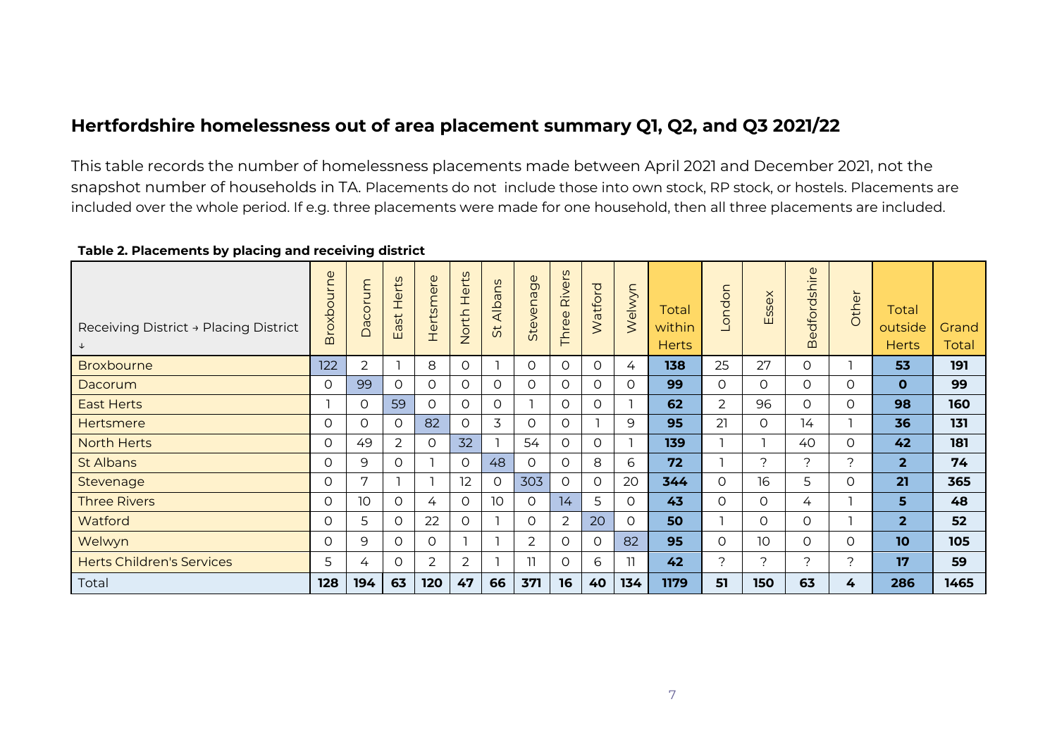## Hertfordshire homelessness out of area placement summary Q1, Q2, and Q3 2021/22

This table records the number of homelessness placements made between April 2021 and December 2021, not the snapshot number of households in TA. Placements do not include those into own stock, RP stock, or hostels. Placements are included over the whole period. If e.g. three placements were made for one household, then all three placements are included.

**Table 2. Placements by placing and receiving district**

| Receiving District → Placing District ↓ | Broxbourne | Dacorum | East Herts | Hertsmere | North Herts | St Albans | Stevenage | Three Rivers | Watford | Welwyn | Total within Herts | London | Essex | Bedfordshire | Other | Total outside Herts | Grand Total |
|---|---|---|---|---|---|---|---|---|---|---|---|---|---|---|---|---|---|
| Broxbourne | 122 | 2 | 1 | 8 | 0 | 1 | 0 | 0 | 0 | 4 | **138** | 25 | 27 | 0 | 1 | **53** | **191** |
| Dacorum | 0 | 99 | 0 | 0 | 0 | 0 | 0 | 0 | 0 | 0 | **99** | 0 | 0 | 0 | 0 | **0** | **99** |
| East Herts | 1 | 0 | 59 | 0 | 0 | 0 | 1 | 0 | 0 | 1 | **62** | 2 | 96 | 0 | 0 | **98** | **160** |
| Hertsmere | 0 | 0 | 0 | 82 | 0 | 3 | 0 | 0 | 1 | 9 | **95** | 21 | 0 | 14 | 1 | **36** | **131** |
| North Herts | 0 | 49 | 2 | 0 | 32 | 1 | 54 | 0 | 0 | 1 | **139** | 1 | 1 | 40 | 0 | **42** | **181** |
| St Albans | 0 | 9 | 0 | 1 | 0 | 48 | 0 | 0 | 8 | 6 | **72** | 1 | ? | ? | ? | **2** | **74** |
| Stevenage | 0 | 7 | 1 | 1 | 12 | 0 | 303 | 0 | 0 | 20 | **344** | 0 | 16 | 5 | 0 | **21** | **365** |
| Three Rivers | 0 | 10 | 0 | 4 | 0 | 10 | 0 | 14 | 5 | 0 | **43** | 0 | 0 | 4 | 1 | **5** | **48** |
| Watford | 0 | 5 | 0 | 22 | 0 | 1 | 0 | 2 | 20 | 0 | **50** | 1 | 0 | 0 | 1 | **2** | **52** |
| Welwyn | 0 | 9 | 0 | 0 | 1 | 1 | 2 | 0 | 0 | 82 | **95** | 0 | 10 | 0 | 0 | **10** | **105** |
| Herts Children's Services | 5 | 4 | 0 | 2 | 2 | 1 | 11 | 0 | 6 | 11 | **42** | ? | ? | ? | ? | **17** | **59** |
| Total | **128** | **194** | **63** | **120** | **47** | **66** | **371** | **16** | **40** | **134** | **1179** | **51** | **150** | **63** | **4** | **286** | **1465** |